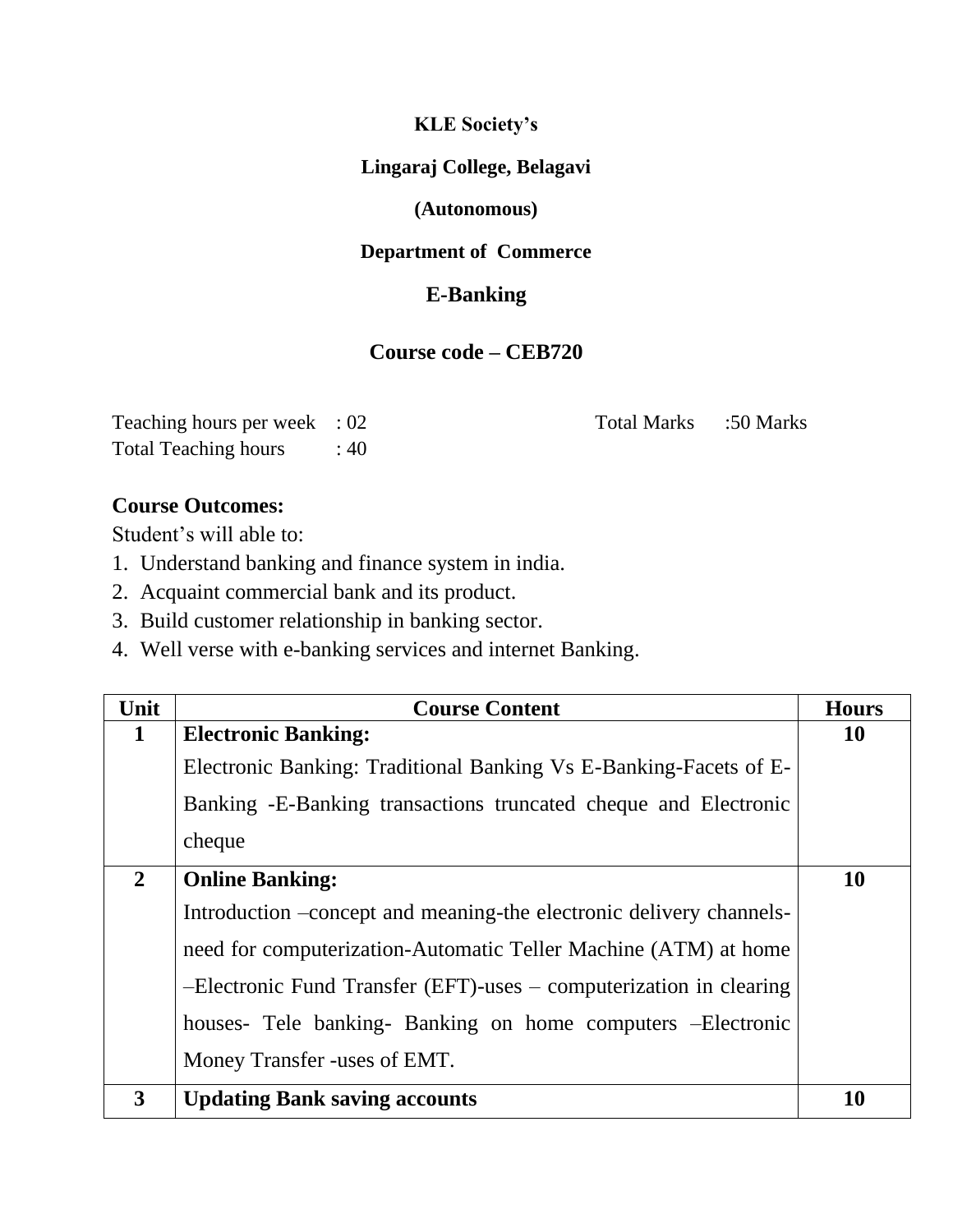**KLE Society's**

**Lingaraj College, Belagavi**

**(Autonomous)**

**Department of Commerce**

## E-Banking

## Course code – CEB720

Teaching hours per week : 02 Total Marks :50 Marks
Total Teaching hours : 40

**Course Outcomes:**

Student's will able to:

1. Understand banking and finance system in india.
2. Acquaint commercial bank and its product.
3. Build customer relationship in banking sector.
4. Well verse with e-banking services and internet Banking.

| Unit | Course Content | Hours |
|---|---|---|
| **1** | **Electronic Banking:**<br>Electronic Banking: Traditional Banking Vs E-Banking-Facets of E-Banking -E-Banking transactions truncated cheque and Electronic cheque | **10** |
| **2** | **Online Banking:**<br>Introduction –concept and meaning-the electronic delivery channels-need for computerization-Automatic Teller Machine (ATM) at home –Electronic Fund Transfer (EFT)-uses – computerization in clearing houses- Tele banking- Banking on home computers –Electronic Money Transfer -uses of EMT. | **10** |
| **3** | **Updating Bank saving accounts** | **10** |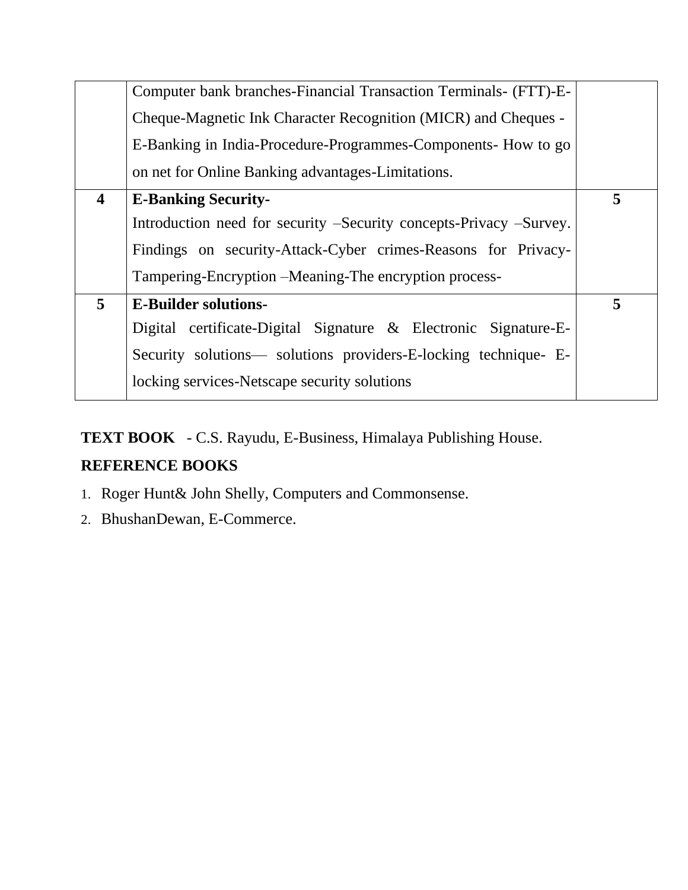| | | |
|---|---|---|
| | Computer bank branches-Financial Transaction Terminals- (FTT)-E-Cheque-Magnetic Ink Character Recognition (MICR) and Cheques - E-Banking in India-Procedure-Programmes-Components- How to go on net for Online Banking advantages-Limitations. | |
| **4** | **E-Banking Security-**<br>Introduction need for security –Security concepts-Privacy –Survey. Findings on security-Attack-Cyber crimes-Reasons for Privacy-Tampering-Encryption –Meaning-The encryption process- | **5** |
| **5** | **E-Builder solutions-**<br>Digital certificate-Digital Signature & Electronic Signature-E-Security solutions— solutions providers-E-locking technique- E-locking services-Netscape security solutions | **5** |

**TEXT BOOK** - C.S. Rayudu, E-Business, Himalaya Publishing House.

**REFERENCE BOOKS**

1. Roger Hunt& John Shelly, Computers and Commonsense.
2. BhushanDewan, E-Commerce.